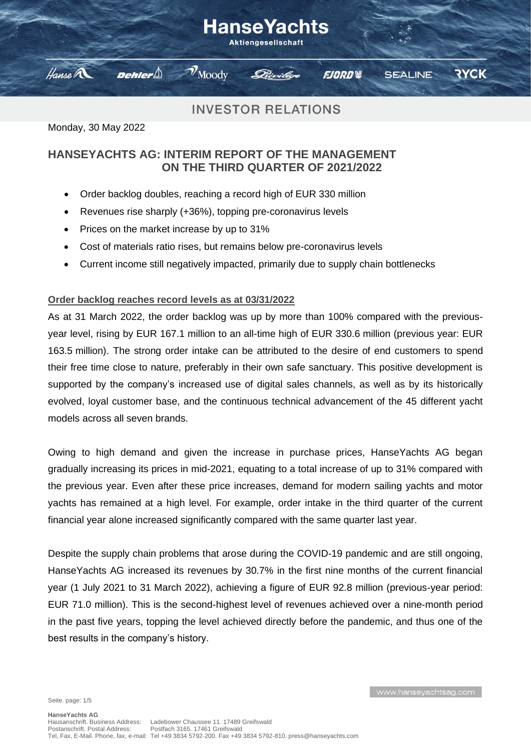Monday, 30 May 2022

## HANSEYACHTS AG: INTERIM REPORT OF THE MANAGEMENT ON THE THIRD QUARTER OF 2021/2022

- Order backlog doubles, reaching a record high of EUR 330 million
- Revenues rise sharply (+36%), topping pre-coronavirus levels
- Prices on the market increase by up to 31%
- Cost of materials ratio rises, but remains below pre-coronavirus levels
- Current income still negatively impacted, primarily due to supply chain bottlenecks

### Order backlog reaches record levels as at 03/31/2022

As at 31 March 2022, the order backlog was up by more than 100% compared with the previous-year level, rising by EUR 167.1 million to an all-time high of EUR 330.6 million (previous year: EUR 163.5 million). The strong order intake can be attributed to the desire of end customers to spend their free time close to nature, preferably in their own safe sanctuary. This positive development is supported by the company's increased use of digital sales channels, as well as by its historically evolved, loyal customer base, and the continuous technical advancement of the 45 different yacht models across all seven brands.

Owing to high demand and given the increase in purchase prices, HanseYachts AG began gradually increasing its prices in mid-2021, equating to a total increase of up to 31% compared with the previous year. Even after these price increases, demand for modern sailing yachts and motor yachts has remained at a high level. For example, order intake in the third quarter of the current financial year alone increased significantly compared with the same quarter last year.

Despite the supply chain problems that arose during the COVID-19 pandemic and are still ongoing, HanseYachts AG increased its revenues by 30.7% in the first nine months of the current financial year (1 July 2021 to 31 March 2022), achieving a figure of EUR 92.8 million (previous-year period: EUR 71.0 million). This is the second-highest level of revenues achieved over a nine-month period in the past five years, topping the level achieved directly before the pandemic, and thus one of the best results in the company's history.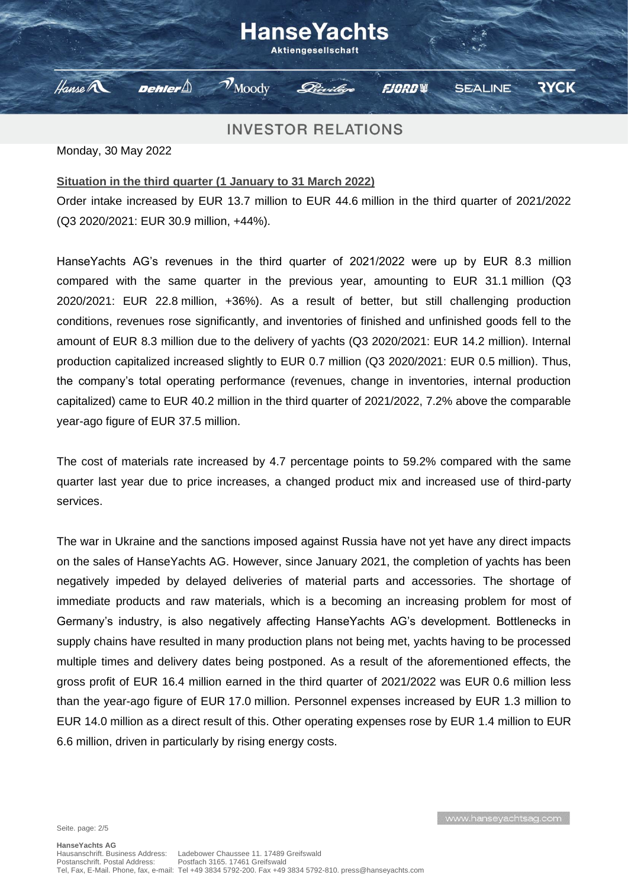Monday, 30 May 2022

**Situation in the third quarter (1 January to 31 March 2022)**

Order intake increased by EUR 13.7 million to EUR 44.6 million in the third quarter of 2021/2022 (Q3 2020/2021: EUR 30.9 million, +44%).

HanseYachts AG's revenues in the third quarter of 2021/2022 were up by EUR 8.3 million compared with the same quarter in the previous year, amounting to EUR 31.1 million (Q3 2020/2021: EUR 22.8 million, +36%). As a result of better, but still challenging production conditions, revenues rose significantly, and inventories of finished and unfinished goods fell to the amount of EUR 8.3 million due to the delivery of yachts (Q3 2020/2021: EUR 14.2 million). Internal production capitalized increased slightly to EUR 0.7 million (Q3 2020/2021: EUR 0.5 million). Thus, the company's total operating performance (revenues, change in inventories, internal production capitalized) came to EUR 40.2 million in the third quarter of 2021/2022, 7.2% above the comparable year-ago figure of EUR 37.5 million.

The cost of materials rate increased by 4.7 percentage points to 59.2% compared with the same quarter last year due to price increases, a changed product mix and increased use of third-party services.

The war in Ukraine and the sanctions imposed against Russia have not yet have any direct impacts on the sales of HanseYachts AG. However, since January 2021, the completion of yachts has been negatively impeded by delayed deliveries of material parts and accessories. The shortage of immediate products and raw materials, which is a becoming an increasing problem for most of Germany's industry, is also negatively affecting HanseYachts AG's development. Bottlenecks in supply chains have resulted in many production plans not being met, yachts having to be processed multiple times and delivery dates being postponed. As a result of the aforementioned effects, the gross profit of EUR 16.4 million earned in the third quarter of 2021/2022 was EUR 0.6 million less than the year-ago figure of EUR 17.0 million. Personnel expenses increased by EUR 1.3 million to EUR 14.0 million as a direct result of this. Other operating expenses rose by EUR 1.4 million to EUR 6.6 million, driven in particularly by rising energy costs.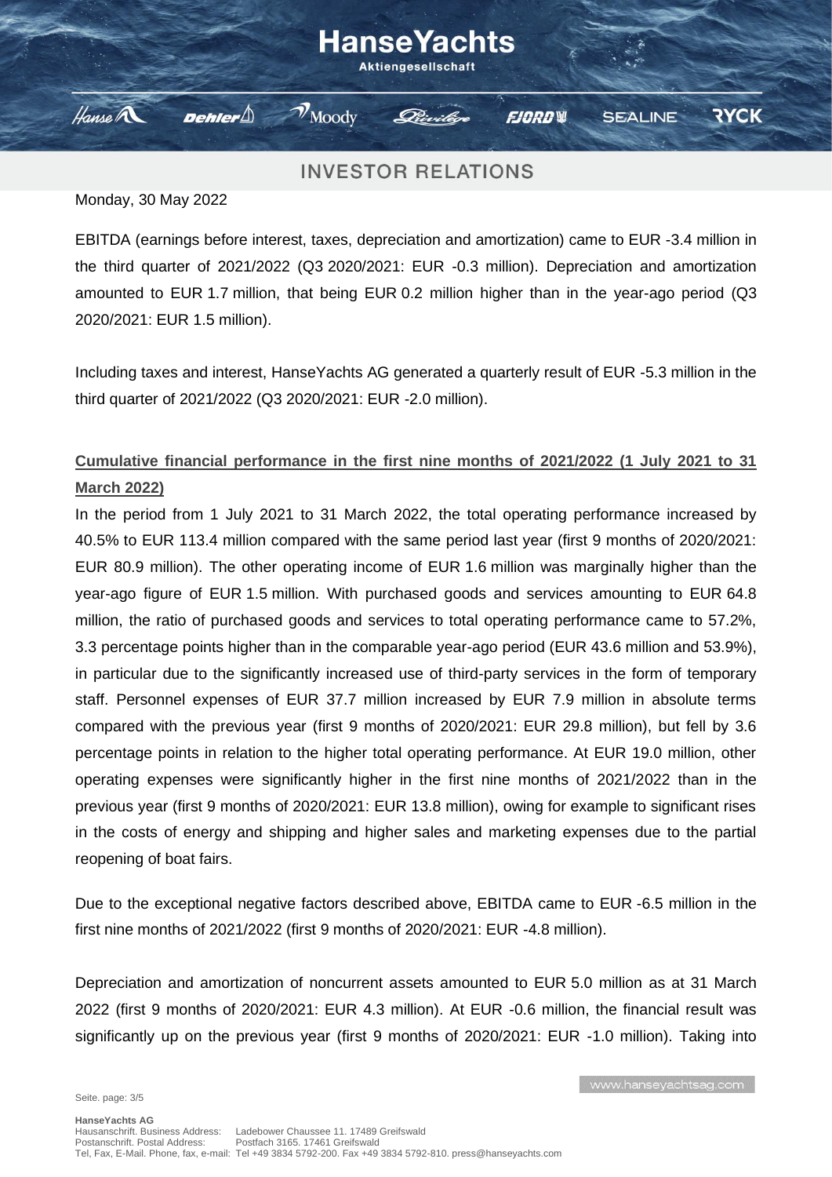Monday, 30 May 2022

EBITDA (earnings before interest, taxes, depreciation and amortization) came to EUR -3.4 million in the third quarter of 2021/2022 (Q3 2020/2021: EUR -0.3 million). Depreciation and amortization amounted to EUR 1.7 million, that being EUR 0.2 million higher than in the year-ago period (Q3 2020/2021: EUR 1.5 million).

Including taxes and interest, HanseYachts AG generated a quarterly result of EUR -5.3 million in the third quarter of 2021/2022 (Q3 2020/2021: EUR -2.0 million).

**Cumulative financial performance in the first nine months of 2021/2022 (1 July 2021 to 31 March 2022)**

In the period from 1 July 2021 to 31 March 2022, the total operating performance increased by 40.5% to EUR 113.4 million compared with the same period last year (first 9 months of 2020/2021: EUR 80.9 million). The other operating income of EUR 1.6 million was marginally higher than the year-ago figure of EUR 1.5 million. With purchased goods and services amounting to EUR 64.8 million, the ratio of purchased goods and services to total operating performance came to 57.2%, 3.3 percentage points higher than in the comparable year-ago period (EUR 43.6 million and 53.9%), in particular due to the significantly increased use of third-party services in the form of temporary staff. Personnel expenses of EUR 37.7 million increased by EUR 7.9 million in absolute terms compared with the previous year (first 9 months of 2020/2021: EUR 29.8 million), but fell by 3.6 percentage points in relation to the higher total operating performance. At EUR 19.0 million, other operating expenses were significantly higher in the first nine months of 2021/2022 than in the previous year (first 9 months of 2020/2021: EUR 13.8 million), owing for example to significant rises in the costs of energy and shipping and higher sales and marketing expenses due to the partial reopening of boat fairs.

Due to the exceptional negative factors described above, EBITDA came to EUR -6.5 million in the first nine months of 2021/2022 (first 9 months of 2020/2021: EUR -4.8 million).

Depreciation and amortization of noncurrent assets amounted to EUR 5.0 million as at 31 March 2022 (first 9 months of 2020/2021: EUR 4.3 million). At EUR -0.6 million, the financial result was significantly up on the previous year (first 9 months of 2020/2021: EUR -1.0 million). Taking into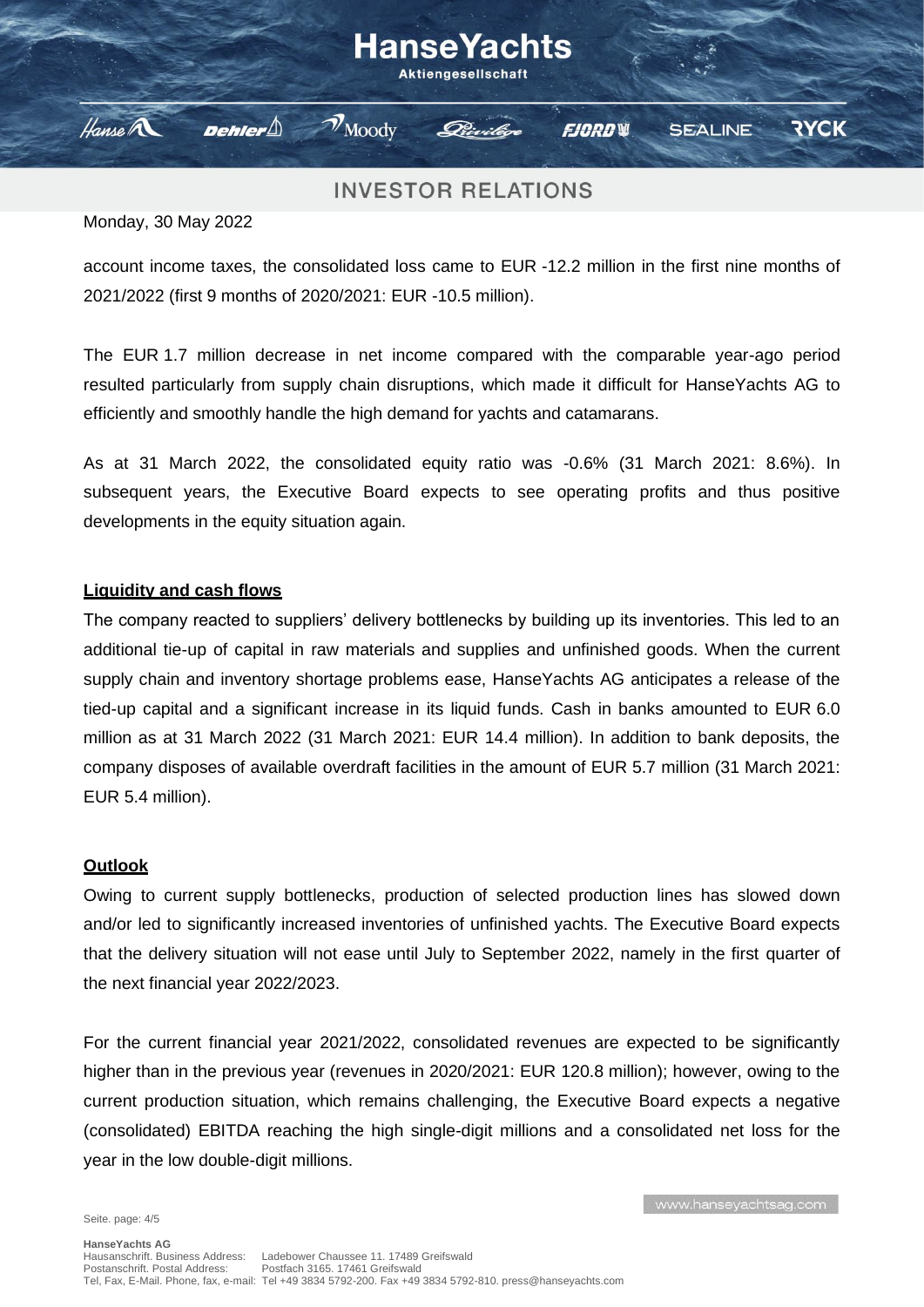Monday, 30 May 2022

account income taxes, the consolidated loss came to EUR -12.2 million in the first nine months of 2021/2022 (first 9 months of 2020/2021: EUR -10.5 million).

The EUR 1.7 million decrease in net income compared with the comparable year-ago period resulted particularly from supply chain disruptions, which made it difficult for HanseYachts AG to efficiently and smoothly handle the high demand for yachts and catamarans.

As at 31 March 2022, the consolidated equity ratio was -0.6% (31 March 2021: 8.6%). In subsequent years, the Executive Board expects to see operating profits and thus positive developments in the equity situation again.

**Liquidity and cash flows**

The company reacted to suppliers' delivery bottlenecks by building up its inventories. This led to an additional tie-up of capital in raw materials and supplies and unfinished goods. When the current supply chain and inventory shortage problems ease, HanseYachts AG anticipates a release of the tied-up capital and a significant increase in its liquid funds. Cash in banks amounted to EUR 6.0 million as at 31 March 2022 (31 March 2021: EUR 14.4 million). In addition to bank deposits, the company disposes of available overdraft facilities in the amount of EUR 5.7 million (31 March 2021: EUR 5.4 million).

**Outlook**

Owing to current supply bottlenecks, production of selected production lines has slowed down and/or led to significantly increased inventories of unfinished yachts. The Executive Board expects that the delivery situation will not ease until July to September 2022, namely in the first quarter of the next financial year 2022/2023.

For the current financial year 2021/2022, consolidated revenues are expected to be significantly higher than in the previous year (revenues in 2020/2021: EUR 120.8 million); however, owing to the current production situation, which remains challenging, the Executive Board expects a negative (consolidated) EBITDA reaching the high single-digit millions and a consolidated net loss for the year in the low double-digit millions.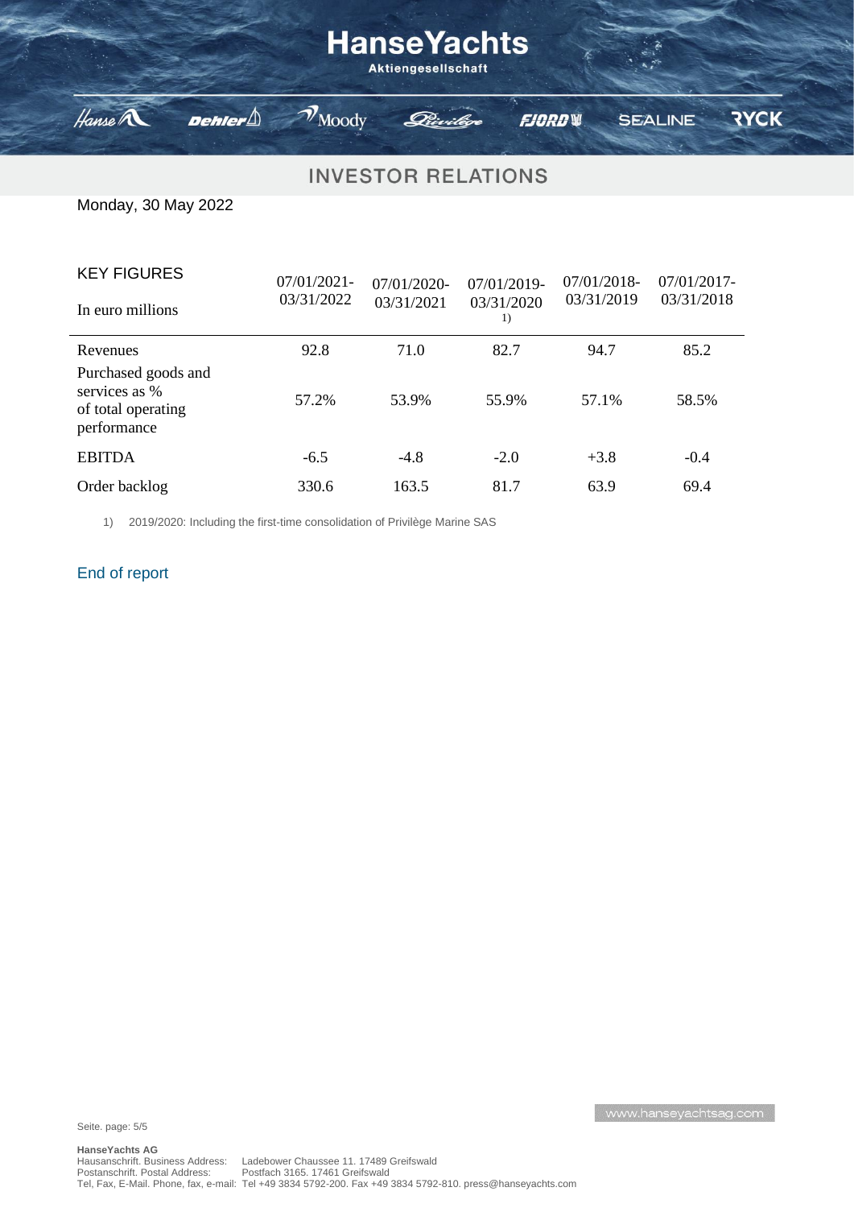Monday, 30 May 2022

| KEY FIGURES<br>In euro millions | 07/01/2021-03/31/2022 | 07/01/2020-03/31/2021 | 07/01/2019-03/31/2020 1) | 07/01/2018-03/31/2019 | 07/01/2017-03/31/2018 |
|---|---|---|---|---|---|
| Revenues | 92.8 | 71.0 | 82.7 | 94.7 | 85.2 |
| Purchased goods and services as % of total operating performance | 57.2% | 53.9% | 55.9% | 57.1% | 58.5% |
| EBITDA | -6.5 | -4.8 | -2.0 | +3.8 | -0.4 |
| Order backlog | 330.6 | 163.5 | 81.7 | 63.9 | 69.4 |

1) 2019/2020: Including the first-time consolidation of Privilège Marine SAS

End of report

**HanseYachts AG**
Hausanschrift. Business Address: Ladebower Chaussee 11. 17489 Greifswald
Postanschrift. Postal Address: Postfach 3165. 17461 Greifswald
Tel, Fax, E-Mail. Phone, fax, e-mail: Tel +49 3834 5792-200. Fax +49 3834 5792-810. press@hanseyachts.com